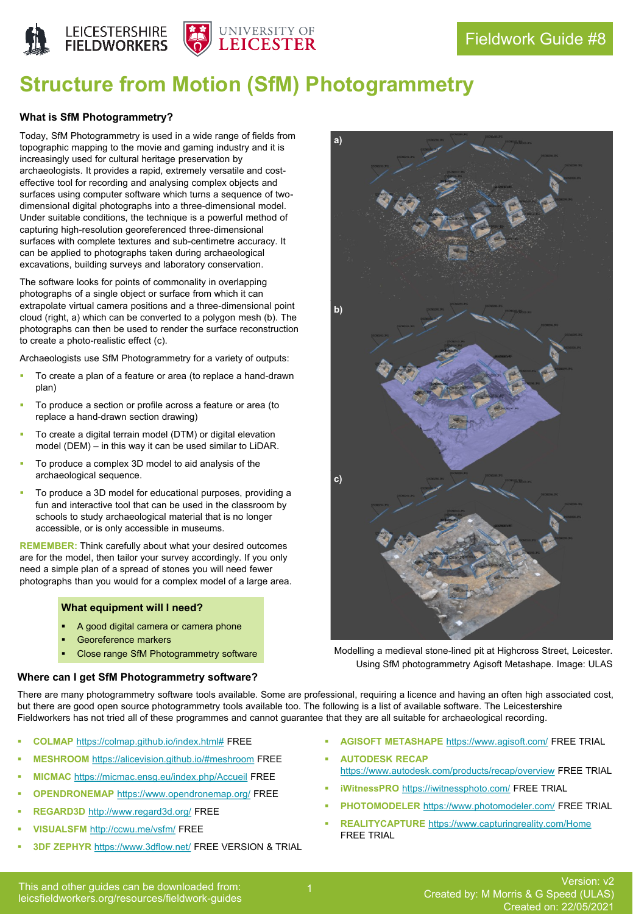Fieldwork Guide #8

# Structure from Motion (SfM) Photogrammetry

### What is SfM Photogrammetry?

Today, SfM Photogrammetry is used in a wide range of fields from topographic mapping to the movie and gaming industry and it is increasingly used for cultural heritage preservation by archaeologists. It provides a rapid, extremely versatile and cost-effective tool for recording and analysing complex objects and surfaces using computer software which turns a sequence of two-dimensional digital photographs into a three-dimensional model. Under suitable conditions, the technique is a powerful method of capturing high-resolution georeferenced three-dimensional surfaces with complete textures and sub-centimetre accuracy. It can be applied to photographs taken during archaeological excavations, building surveys and laboratory conservation.

The software looks for points of commonality in overlapping photographs of a single object or surface from which it can extrapolate virtual camera positions and a three-dimensional point cloud (right, a) which can be converted to a polygon mesh (b). The photographs can then be used to render the surface reconstruction to create a photo-realistic effect (c).

Archaeologists use SfM Photogrammetry for a variety of outputs:

- To create a plan of a feature or area (to replace a hand-drawn plan)
- To produce a section or profile across a feature or area (to replace a hand-drawn section drawing)
- To create a digital terrain model (DTM) or digital elevation model (DEM) – in this way it can be used similar to LiDAR.
- To produce a complex 3D model to aid analysis of the archaeological sequence.
- To produce a 3D model for educational purposes, providing a fun and interactive tool that can be used in the classroom by schools to study archaeological material that is no longer accessible, or is only accessible in museums.

**REMEMBER:** Think carefully about what your desired outcomes are for the model, then tailor your survey accordingly. If you only need a simple plan of a spread of stones you will need fewer photographs than you would for a complex model of a large area.

Modelling a medieval stone-lined pit at Highcross Street, Leicester. Using SfM photogrammetry Agisoft Metashape. Image: ULAS

### What equipment will I need?

- A good digital camera or camera phone
- Georeference markers
- Close range SfM Photogrammetry software

### Where can I get SfM Photogrammetry software?

There are many photogrammetry software tools available. Some are professional, requiring a licence and having an often high associated cost, but there are good open source photogrammetry tools available too. The following is a list of available software. The Leicestershire Fieldworkers has not tried all of these programmes and cannot guarantee that they are all suitable for archaeological recording.

- **COLMAP** https://colmap.github.io/index.html# FREE
- **MESHROOM** https://alicevision.github.io/#meshroom FREE
- **MICMAC** https://micmac.ensg.eu/index.php/Accueil FREE
- **OPENDRONEMAP** https://www.opendronemap.org/ FREE
- **REGARD3D** http://www.regard3d.org/ FREE
- **VISUALSFM** http://ccwu.me/vsfm/ FREE
- **3DF ZEPHYR** https://www.3dflow.net/ FREE VERSION & TRIAL
- **AGISOFT METASHAPE** https://www.agisoft.com/ FREE TRIAL
- **AUTODESK RECAP** https://www.autodesk.com/products/recap/overview FREE TRIAL
- **iWitnessPRO** https://iwitnessphoto.com/ FREE TRIAL
- **PHOTOMODELER** https://www.photomodeler.com/ FREE TRIAL
- **REALITYCAPTURE** https://www.capturingreality.com/Home FREE TRIAL

This and other guides can be downloaded from: leicsfieldworkers.org/resources/fieldwork-guides

Version: v2
Created by: M Morris & G Speed (ULAS)
Created on: 22/05/2021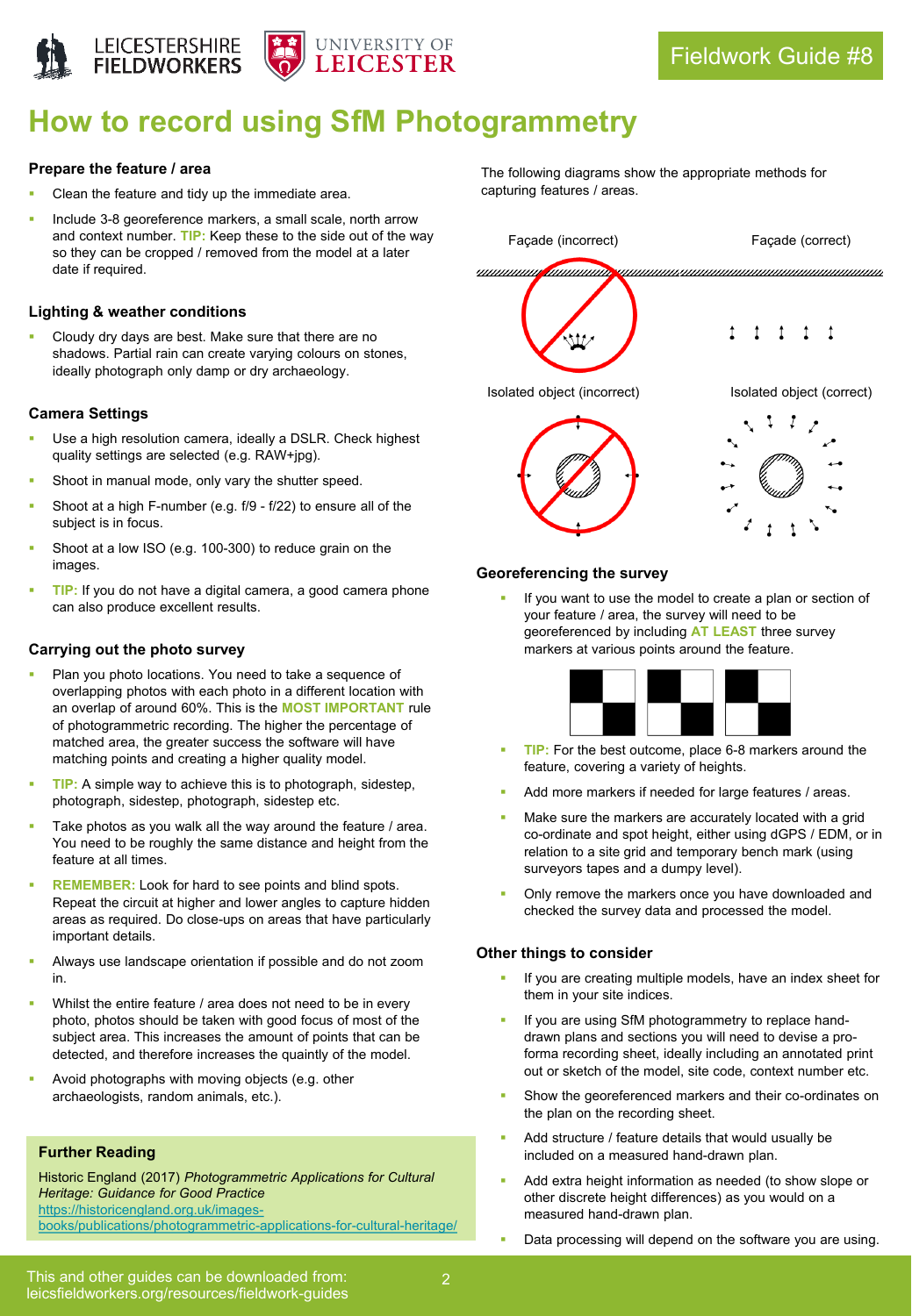Fieldwork Guide #8

# How to record using SfM Photogrammetry

### Prepare the feature / area

- Clean the feature and tidy up the immediate area.
- Include 3-8 georeference markers, a small scale, north arrow and context number. **TIP:** Keep these to the side out of the way so they can be cropped / removed from the model at a later date if required.

### Lighting & weather conditions

- Cloudy dry days are best. Make sure that there are no shadows. Partial rain can create varying colours on stones, ideally photograph only damp or dry archaeology.

### Camera Settings

- Use a high resolution camera, ideally a DSLR. Check highest quality settings are selected (e.g. RAW+jpg).
- Shoot in manual mode, only vary the shutter speed.
- Shoot at a high F-number (e.g. f/9 - f/22) to ensure all of the subject is in focus.
- Shoot at a low ISO (e.g. 100-300) to reduce grain on the images.
- **TIP:** If you do not have a digital camera, a good camera phone can also produce excellent results.

### Carrying out the photo survey

- Plan you photo locations. You need to take a sequence of overlapping photos with each photo in a different location with an overlap of around 60%. This is the **MOST IMPORTANT** rule of photogrammetric recording. The higher the percentage of matched area, the greater success the software will have matching points and creating a higher quality model.
- **TIP:** A simple way to achieve this is to photograph, sidestep, photograph, sidestep, photograph, sidestep etc.
- Take photos as you walk all the way around the feature / area. You need to be roughly the same distance and height from the feature at all times.
- **REMEMBER:** Look for hard to see points and blind spots. Repeat the circuit at higher and lower angles to capture hidden areas as required. Do close-ups on areas that have particularly important details.
- Always use landscape orientation if possible and do not zoom in.
- Whilst the entire feature / area does not need to be in every photo, photos should be taken with good focus of most of the subject area. This increases the amount of points that can be detected, and therefore increases the quaintly of the model.
- Avoid photographs with moving objects (e.g. other archaeologists, random animals, etc.).

### Further Reading

Historic England (2017) *Photogrammetric Applications for Cultural Heritage: Guidance for Good Practice*
https://historicengland.org.uk/images-books/publications/photogrammetric-applications-for-cultural-heritage/

The following diagrams show the appropriate methods for capturing features / areas.

Façade (incorrect)

Façade (correct)

Isolated object (incorrect)

Isolated object (correct)

### Georeferencing the survey

- If you want to use the model to create a plan or section of your feature / area, the survey will need to be georeferenced by including **AT LEAST** three survey markers at various points around the feature.
- **TIP:** For the best outcome, place 6-8 markers around the feature, covering a variety of heights.
- Add more markers if needed for large features / areas.
- Make sure the markers are accurately located with a grid co-ordinate and spot height, either using dGPS / EDM, or in relation to a site grid and temporary bench mark (using surveyors tapes and a dumpy level).
- Only remove the markers once you have downloaded and checked the survey data and processed the model.

### Other things to consider

- If you are creating multiple models, have an index sheet for them in your site indices.
- If you are using SfM photogrammetry to replace hand-drawn plans and sections you will need to devise a pro-forma recording sheet, ideally including an annotated print out or sketch of the model, site code, context number etc.
- Show the georeferenced markers and their co-ordinates on the plan on the recording sheet.
- Add structure / feature details that would usually be included on a measured hand-drawn plan.
- Add extra height information as needed (to show slope or other discrete height differences) as you would on a measured hand-drawn plan.
- Data processing will depend on the software you are using.

This and other guides can be downloaded from:
leicsfieldworkers.org/resources/fieldwork-guides